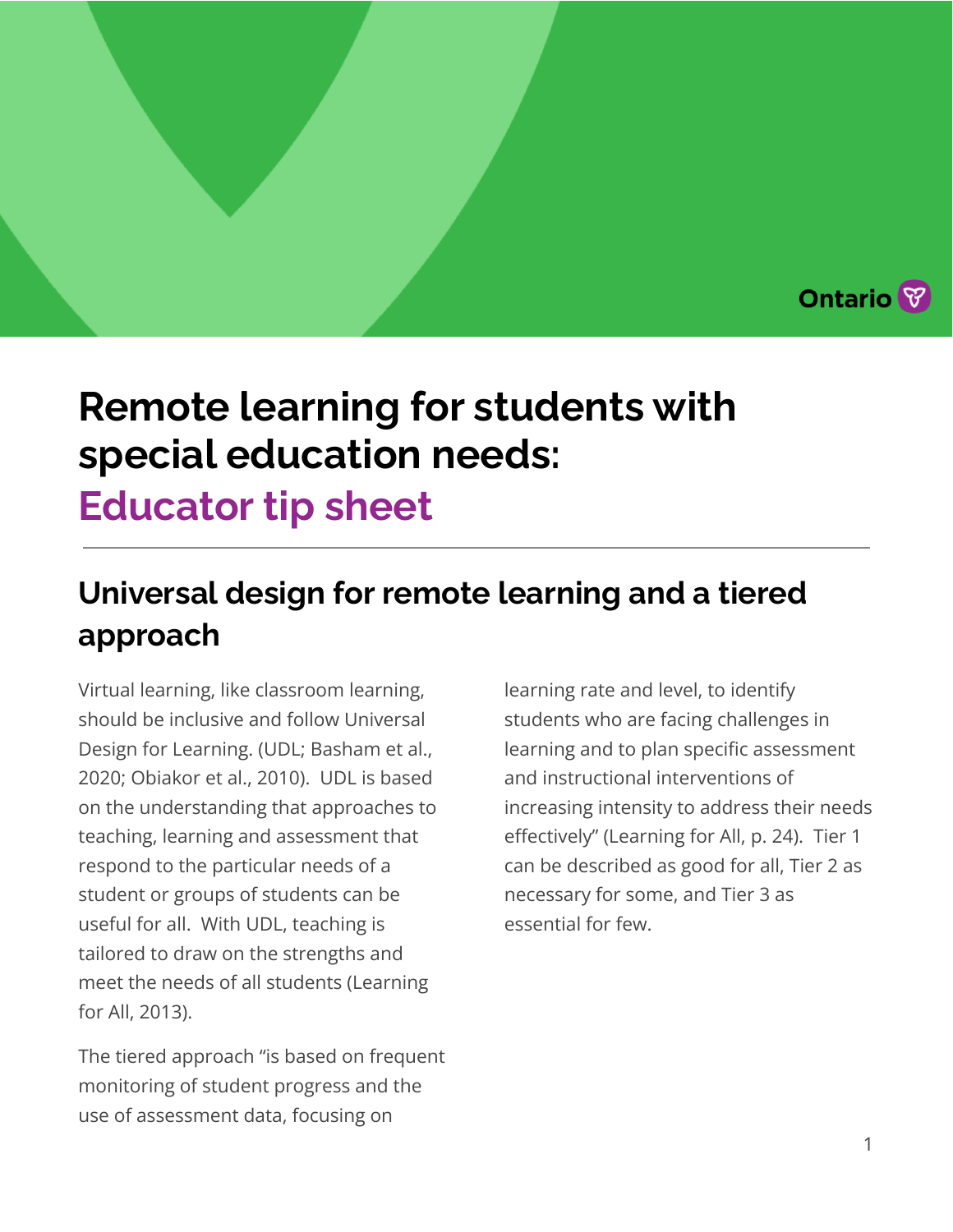# Remote learning for students with special education needs: Educator tip sheet

## Universal design for remote learning and a tiered approach

Virtual learning, like classroom learning, should be inclusive and follow Universal Design for Learning. (UDL; Basham et al., 2020; Obiakor et al., 2010). UDL is based on the understanding that approaches to teaching, learning and assessment that respond to the particular needs of a student or groups of students can be useful for all. With UDL, teaching is tailored to draw on the strengths and meet the needs of all students (Learning for All, 2013).

The tiered approach "is based on frequent monitoring of student progress and the use of assessment data, focusing on learning rate and level, to identify students who are facing challenges in learning and to plan specific assessment and instructional interventions of increasing intensity to address their needs effectively" (Learning for All, p. 24). Tier 1 can be described as good for all, Tier 2 as necessary for some, and Tier 3 as essential for few.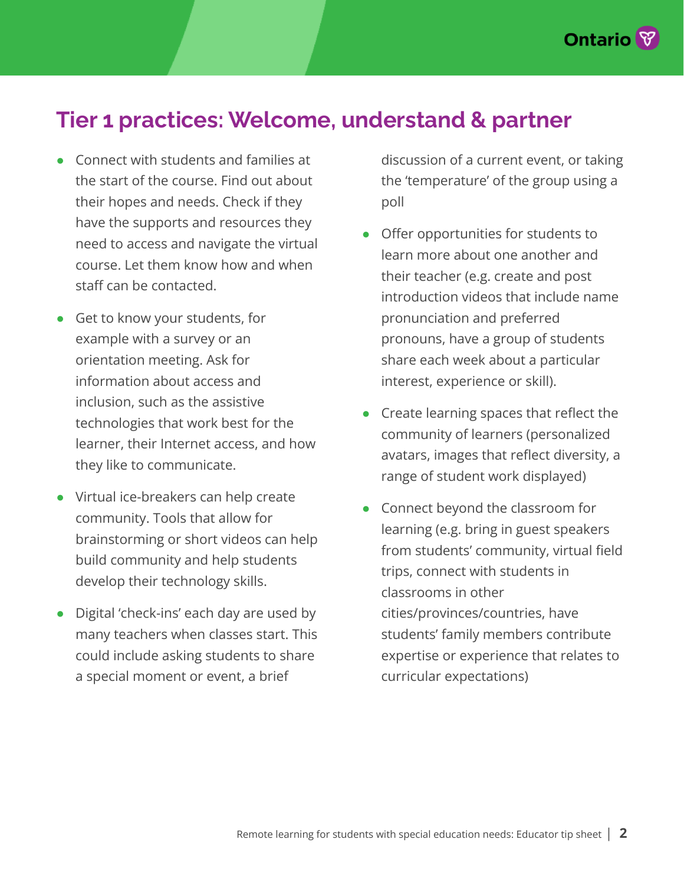## Tier 1 practices: Welcome, understand & partner

- Connect with students and families at the start of the course. Find out about their hopes and needs. Check if they have the supports and resources they need to access and navigate the virtual course. Let them know how and when staff can be contacted.
- Get to know your students, for example with a survey or an orientation meeting. Ask for information about access and inclusion, such as the assistive technologies that work best for the learner, their Internet access, and how they like to communicate.
- Virtual ice-breakers can help create community. Tools that allow for brainstorming or short videos can help build community and help students develop their technology skills.
- Digital 'check-ins' each day are used by many teachers when classes start. This could include asking students to share a special moment or event, a brief discussion of a current event, or taking the 'temperature' of the group using a poll
- Offer opportunities for students to learn more about one another and their teacher (e.g. create and post introduction videos that include name pronunciation and preferred pronouns, have a group of students share each week about a particular interest, experience or skill).
- Create learning spaces that reflect the community of learners (personalized avatars, images that reflect diversity, a range of student work displayed)
- Connect beyond the classroom for learning (e.g. bring in guest speakers from students' community, virtual field trips, connect with students in classrooms in other cities/provinces/countries, have students' family members contribute expertise or experience that relates to curricular expectations)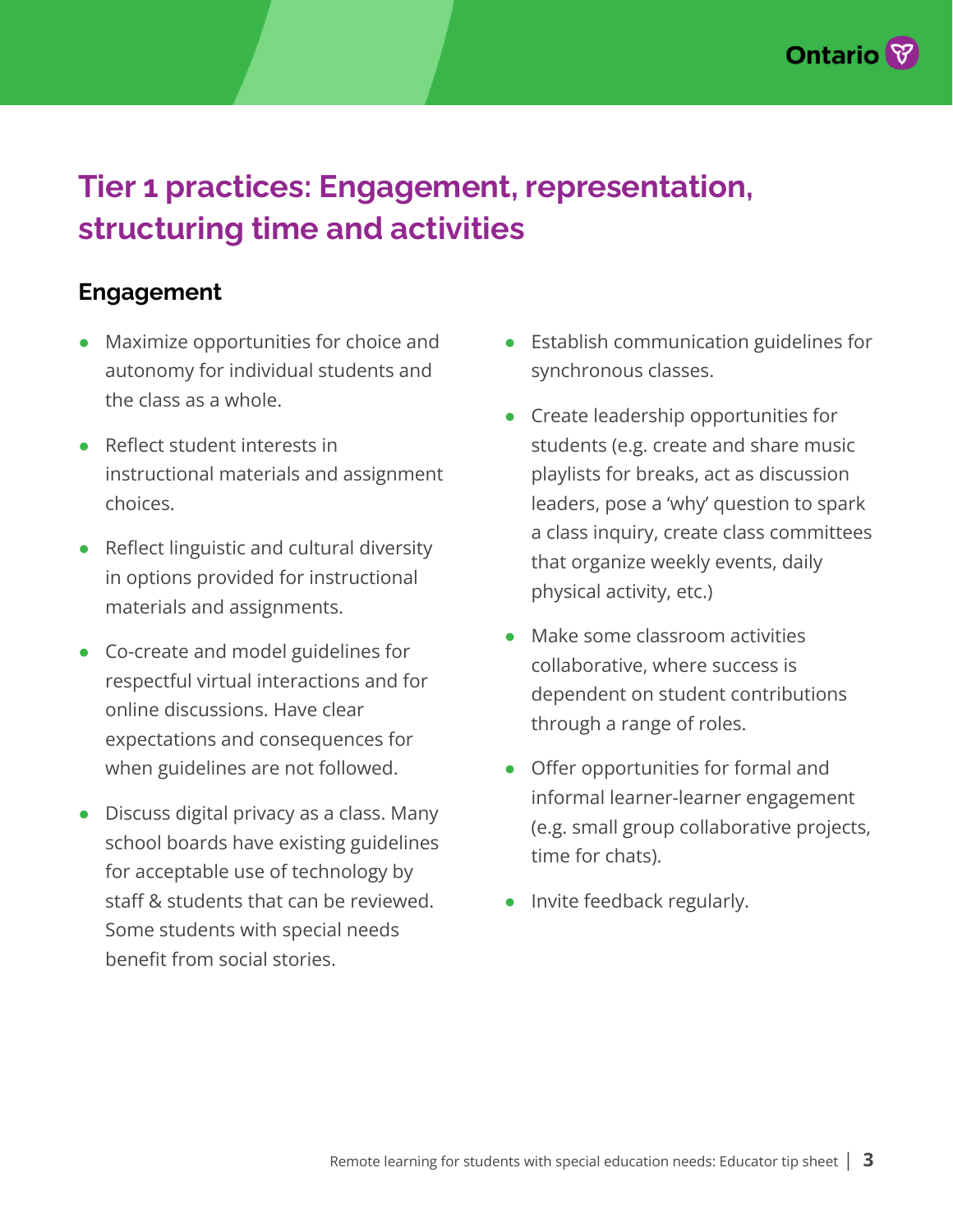# Tier 1 practices: Engagement, representation, structuring time and activities

## Engagement

- Maximize opportunities for choice and autonomy for individual students and the class as a whole.
- Reflect student interests in instructional materials and assignment choices.
- Reflect linguistic and cultural diversity in options provided for instructional materials and assignments.
- Co-create and model guidelines for respectful virtual interactions and for online discussions. Have clear expectations and consequences for when guidelines are not followed.
- Discuss digital privacy as a class. Many school boards have existing guidelines for acceptable use of technology by staff & students that can be reviewed. Some students with special needs benefit from social stories.
- Establish communication guidelines for synchronous classes.
- Create leadership opportunities for students (e.g. create and share music playlists for breaks, act as discussion leaders, pose a 'why' question to spark a class inquiry, create class committees that organize weekly events, daily physical activity, etc.)
- Make some classroom activities collaborative, where success is dependent on student contributions through a range of roles.
- Offer opportunities for formal and informal learner-learner engagement (e.g. small group collaborative projects, time for chats).
- Invite feedback regularly.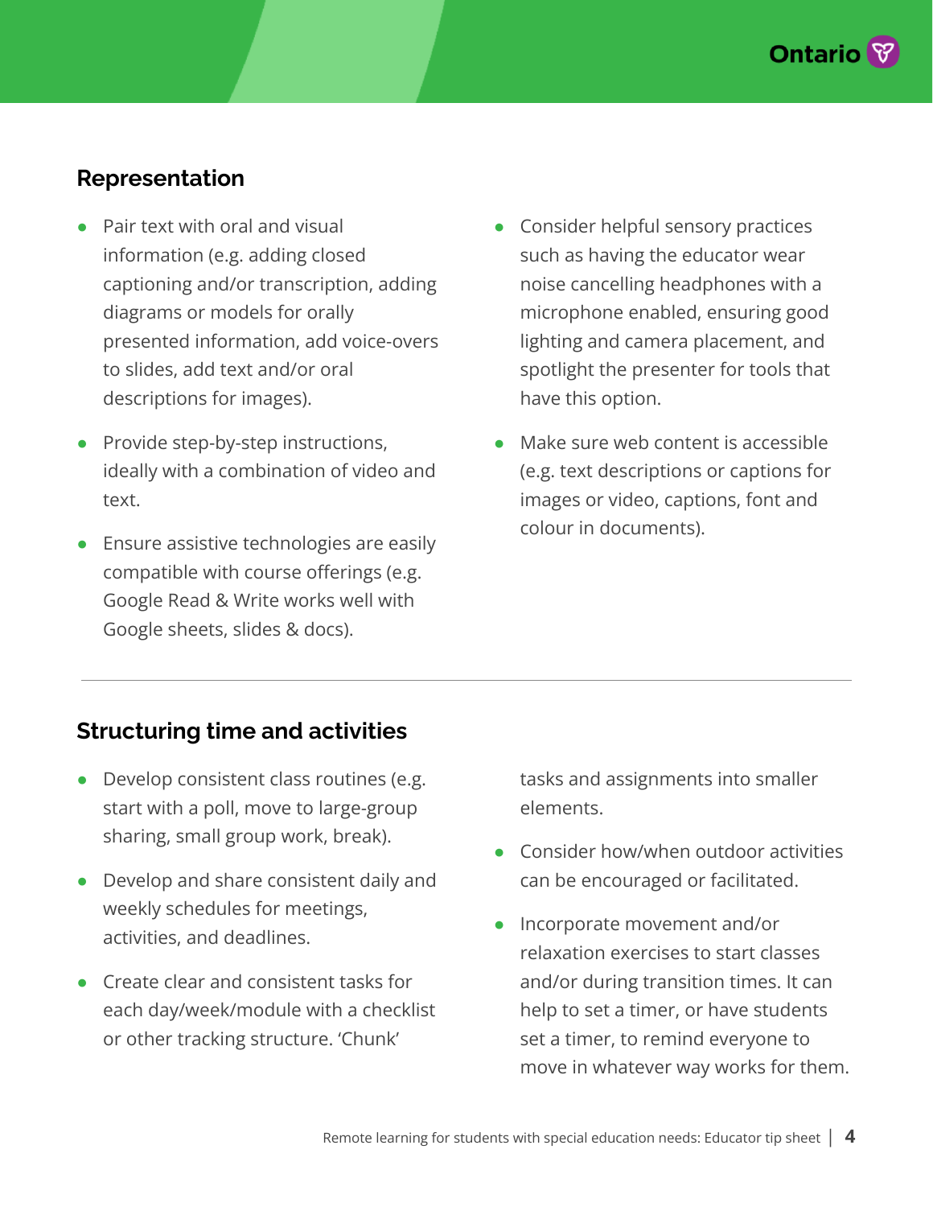## Representation

- Pair text with oral and visual information (e.g. adding closed captioning and/or transcription, adding diagrams or models for orally presented information, add voice-overs to slides, add text and/or oral descriptions for images).
- Provide step-by-step instructions, ideally with a combination of video and text.
- Ensure assistive technologies are easily compatible with course offerings (e.g. Google Read & Write works well with Google sheets, slides & docs).
- Consider helpful sensory practices such as having the educator wear noise cancelling headphones with a microphone enabled, ensuring good lighting and camera placement, and spotlight the presenter for tools that have this option.
- Make sure web content is accessible (e.g. text descriptions or captions for images or video, captions, font and colour in documents).

---

## Structuring time and activities

- Develop consistent class routines (e.g. start with a poll, move to large-group sharing, small group work, break).
- Develop and share consistent daily and weekly schedules for meetings, activities, and deadlines.
- Create clear and consistent tasks for each day/week/module with a checklist or other tracking structure. 'Chunk' tasks and assignments into smaller elements.
- Consider how/when outdoor activities can be encouraged or facilitated.
- Incorporate movement and/or relaxation exercises to start classes and/or during transition times. It can help to set a timer, or have students set a timer, to remind everyone to move in whatever way works for them.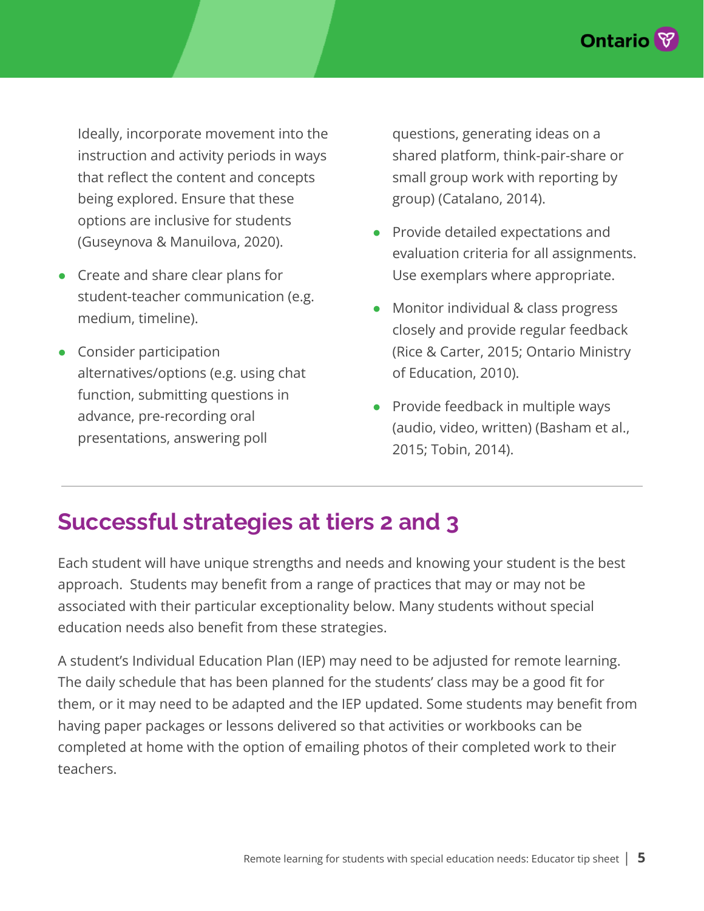Ideally, incorporate movement into the instruction and activity periods in ways that reflect the content and concepts being explored. Ensure that these options are inclusive for students (Guseynova & Manuilova, 2020).

- Create and share clear plans for student-teacher communication (e.g. medium, timeline).
- Consider participation alternatives/options (e.g. using chat function, submitting questions in advance, pre-recording oral presentations, answering poll questions, generating ideas on a shared platform, think-pair-share or small group work with reporting by group) (Catalano, 2014).
- Provide detailed expectations and evaluation criteria for all assignments. Use exemplars where appropriate.
- Monitor individual & class progress closely and provide regular feedback (Rice & Carter, 2015; Ontario Ministry of Education, 2010).
- Provide feedback in multiple ways (audio, video, written) (Basham et al., 2015; Tobin, 2014).

## Successful strategies at tiers 2 and 3

Each student will have unique strengths and needs and knowing your student is the best approach. Students may benefit from a range of practices that may or may not be associated with their particular exceptionality below. Many students without special education needs also benefit from these strategies.

A student's Individual Education Plan (IEP) may need to be adjusted for remote learning. The daily schedule that has been planned for the students' class may be a good fit for them, or it may need to be adapted and the IEP updated. Some students may benefit from having paper packages or lessons delivered so that activities or workbooks can be completed at home with the option of emailing photos of their completed work to their teachers.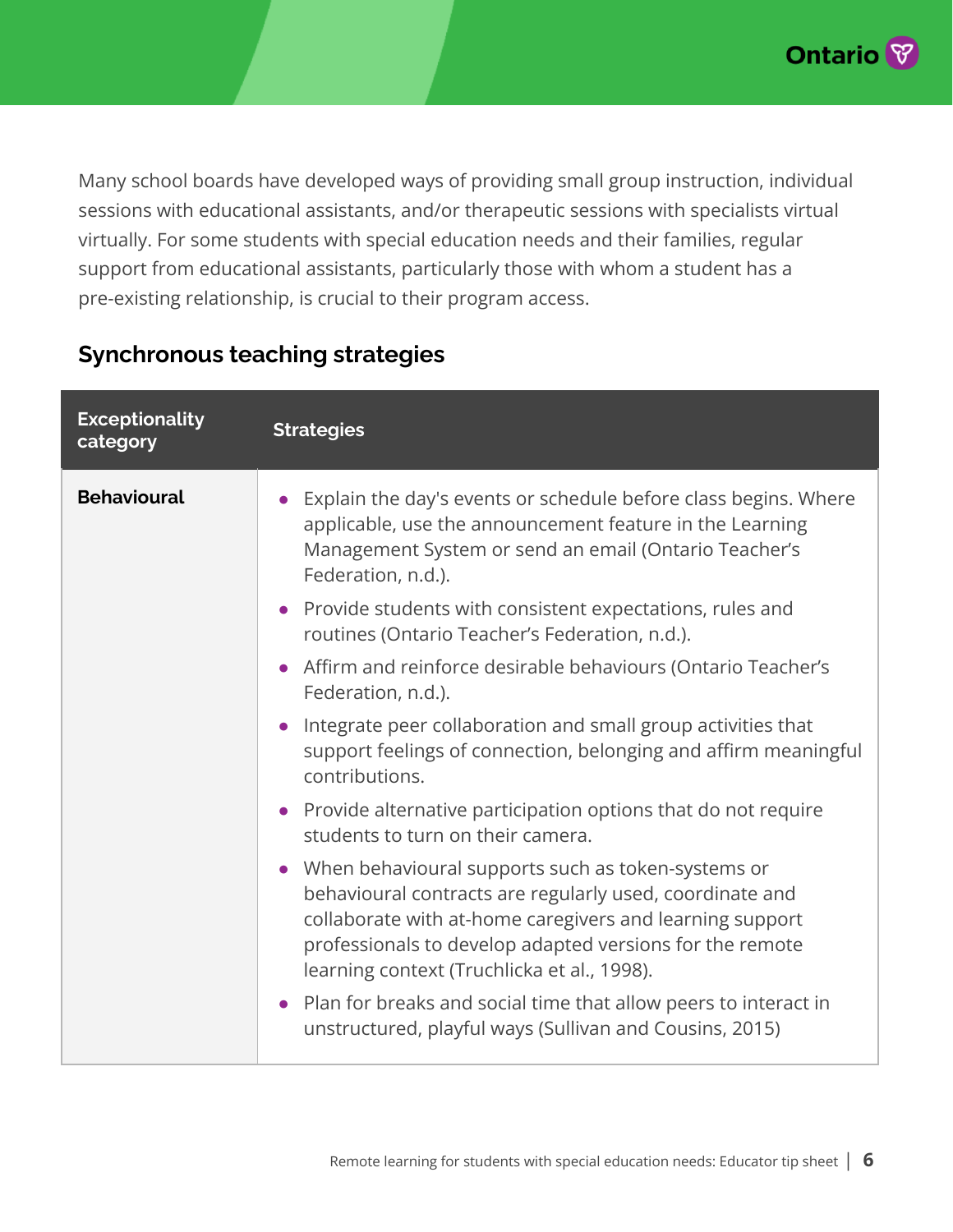Many school boards have developed ways of providing small group instruction, individual sessions with educational assistants, and/or therapeutic sessions with specialists virtual virtually. For some students with special education needs and their families, regular support from educational assistants, particularly those with whom a student has a pre-existing relationship, is crucial to their program access.

## Synchronous teaching strategies

| Exceptionality category | Strategies |
|---|---|
| **Behavioural** | • Explain the day's events or schedule before class begins. Where applicable, use the announcement feature in the Learning Management System or send an email (Ontario Teacher's Federation, n.d.).<br>• Provide students with consistent expectations, rules and routines (Ontario Teacher's Federation, n.d.).<br>• Affirm and reinforce desirable behaviours (Ontario Teacher's Federation, n.d.).<br>• Integrate peer collaboration and small group activities that support feelings of connection, belonging and affirm meaningful contributions.<br>• Provide alternative participation options that do not require students to turn on their camera.<br>• When behavioural supports such as token-systems or behavioural contracts are regularly used, coordinate and collaborate with at-home caregivers and learning support professionals to develop adapted versions for the remote learning context (Truchlicka et al., 1998).<br>• Plan for breaks and social time that allow peers to interact in unstructured, playful ways (Sullivan and Cousins, 2015) |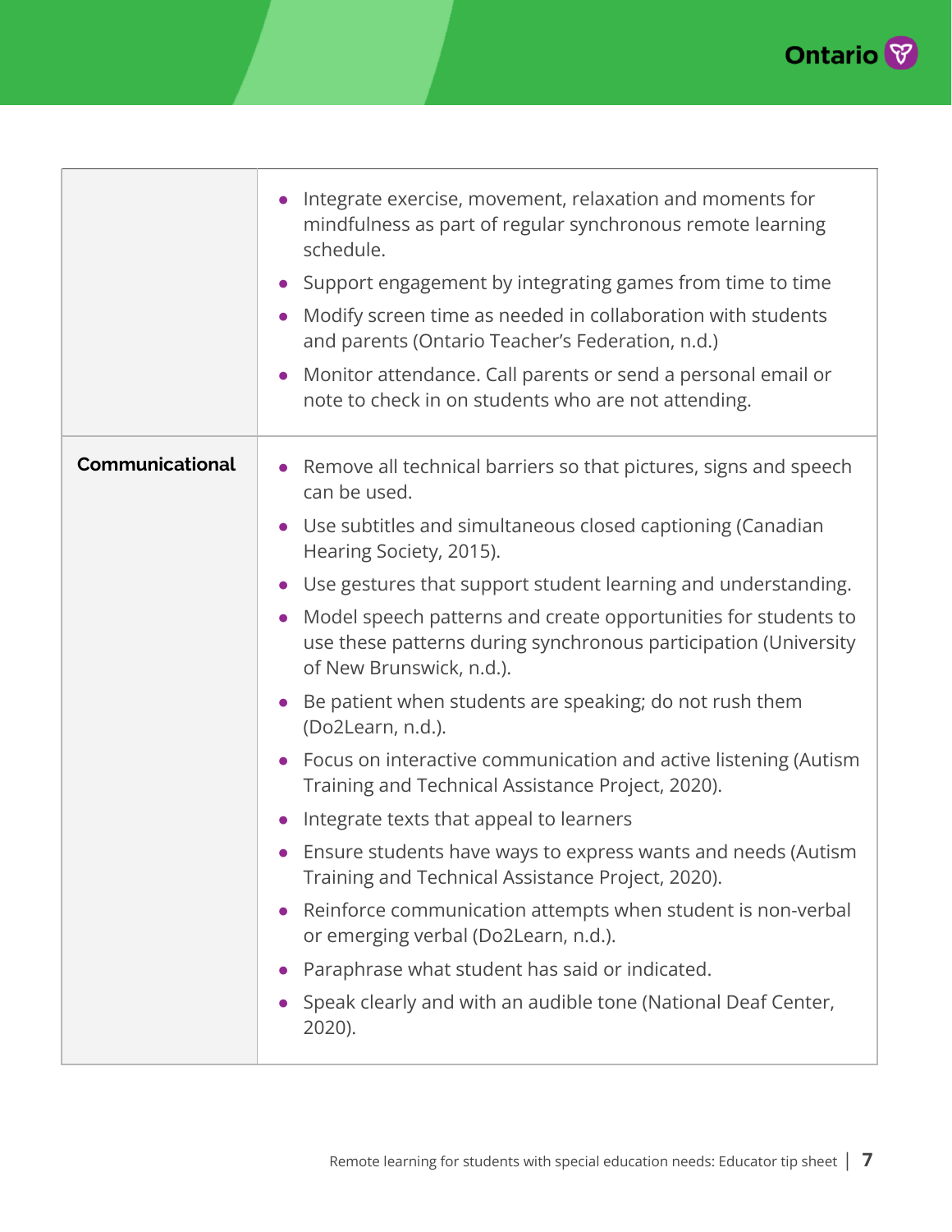| | |
|---|---|
| | • Integrate exercise, movement, relaxation and moments for mindfulness as part of regular synchronous remote learning schedule.<br>• Support engagement by integrating games from time to time<br>• Modify screen time as needed in collaboration with students and parents (Ontario Teacher's Federation, n.d.)<br>• Monitor attendance. Call parents or send a personal email or note to check in on students who are not attending. |
| **Communicational** | • Remove all technical barriers so that pictures, signs and speech can be used.<br>• Use subtitles and simultaneous closed captioning (Canadian Hearing Society, 2015).<br>• Use gestures that support student learning and understanding.<br>• Model speech patterns and create opportunities for students to use these patterns during synchronous participation (University of New Brunswick, n.d.).<br>• Be patient when students are speaking; do not rush them (Do2Learn, n.d.).<br>• Focus on interactive communication and active listening (Autism Training and Technical Assistance Project, 2020).<br>• Integrate texts that appeal to learners<br>• Ensure students have ways to express wants and needs (Autism Training and Technical Assistance Project, 2020).<br>• Reinforce communication attempts when student is non-verbal or emerging verbal (Do2Learn, n.d.).<br>• Paraphrase what student has said or indicated.<br>• Speak clearly and with an audible tone (National Deaf Center, 2020). |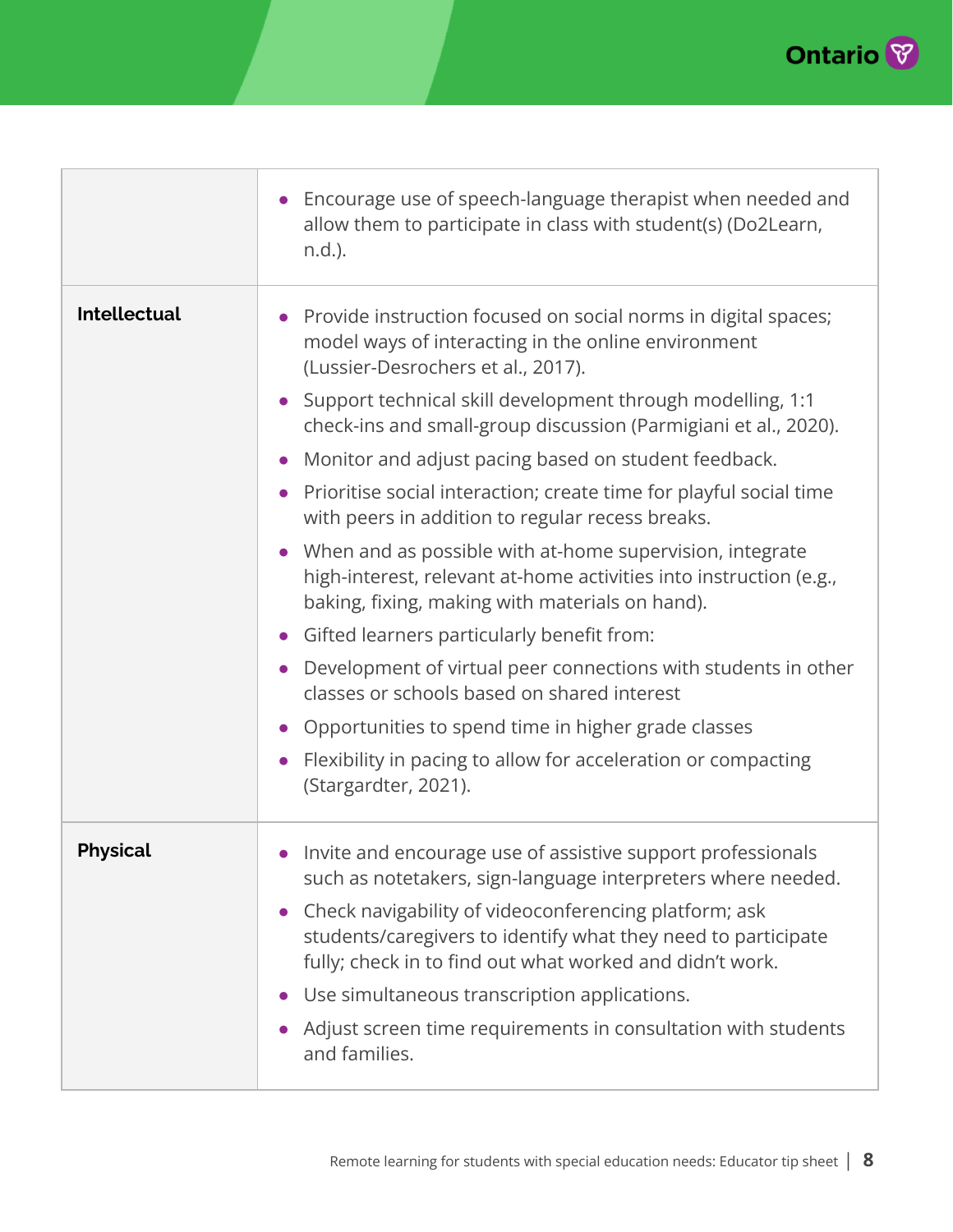| | |
|---|---|
| | • Encourage use of speech-language therapist when needed and allow them to participate in class with student(s) (Do2Learn, n.d.). |
| **Intellectual** | • Provide instruction focused on social norms in digital spaces; model ways of interacting in the online environment (Lussier-Desrochers et al., 2017).<br>• Support technical skill development through modelling, 1:1 check-ins and small-group discussion (Parmigiani et al., 2020).<br>• Monitor and adjust pacing based on student feedback.<br>• Prioritise social interaction; create time for playful social time with peers in addition to regular recess breaks.<br>• When and as possible with at-home supervision, integrate high-interest, relevant at-home activities into instruction (e.g., baking, fixing, making with materials on hand).<br>• Gifted learners particularly benefit from:<br>• Development of virtual peer connections with students in other classes or schools based on shared interest<br>• Opportunities to spend time in higher grade classes<br>• Flexibility in pacing to allow for acceleration or compacting (Stargardter, 2021). |
| **Physical** | • Invite and encourage use of assistive support professionals such as notetakers, sign-language interpreters where needed.<br>• Check navigability of videoconferencing platform; ask students/caregivers to identify what they need to participate fully; check in to find out what worked and didn't work.<br>• Use simultaneous transcription applications.<br>• Adjust screen time requirements in consultation with students and families. |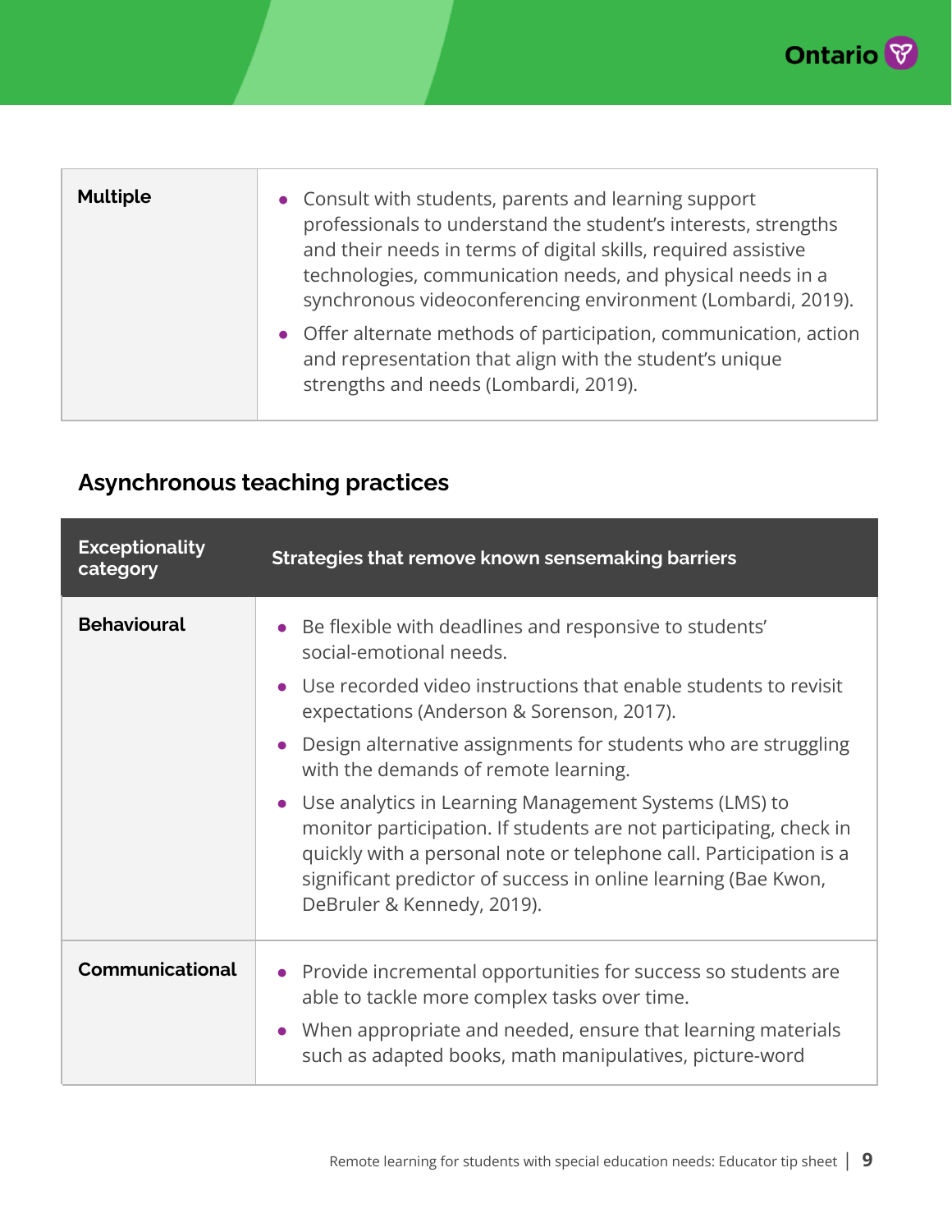| | |
|---|---|
| **Multiple** | • Consult with students, parents and learning support professionals to understand the student's interests, strengths and their needs in terms of digital skills, required assistive technologies, communication needs, and physical needs in a synchronous videoconferencing environment (Lombardi, 2019).<br>• Offer alternate methods of participation, communication, action and representation that align with the student's unique strengths and needs (Lombardi, 2019). |

## Asynchronous teaching practices

| Exceptionality category | Strategies that remove known sensemaking barriers |
|---|---|
| **Behavioural** | • Be flexible with deadlines and responsive to students' social-emotional needs.<br>• Use recorded video instructions that enable students to revisit expectations (Anderson & Sorenson, 2017).<br>• Design alternative assignments for students who are struggling with the demands of remote learning.<br>• Use analytics in Learning Management Systems (LMS) to monitor participation. If students are not participating, check in quickly with a personal note or telephone call. Participation is a significant predictor of success in online learning (Bae Kwon, DeBruler & Kennedy, 2019). |
| **Communicational** | • Provide incremental opportunities for success so students are able to tackle more complex tasks over time.<br>• When appropriate and needed, ensure that learning materials such as adapted books, math manipulatives, picture-word |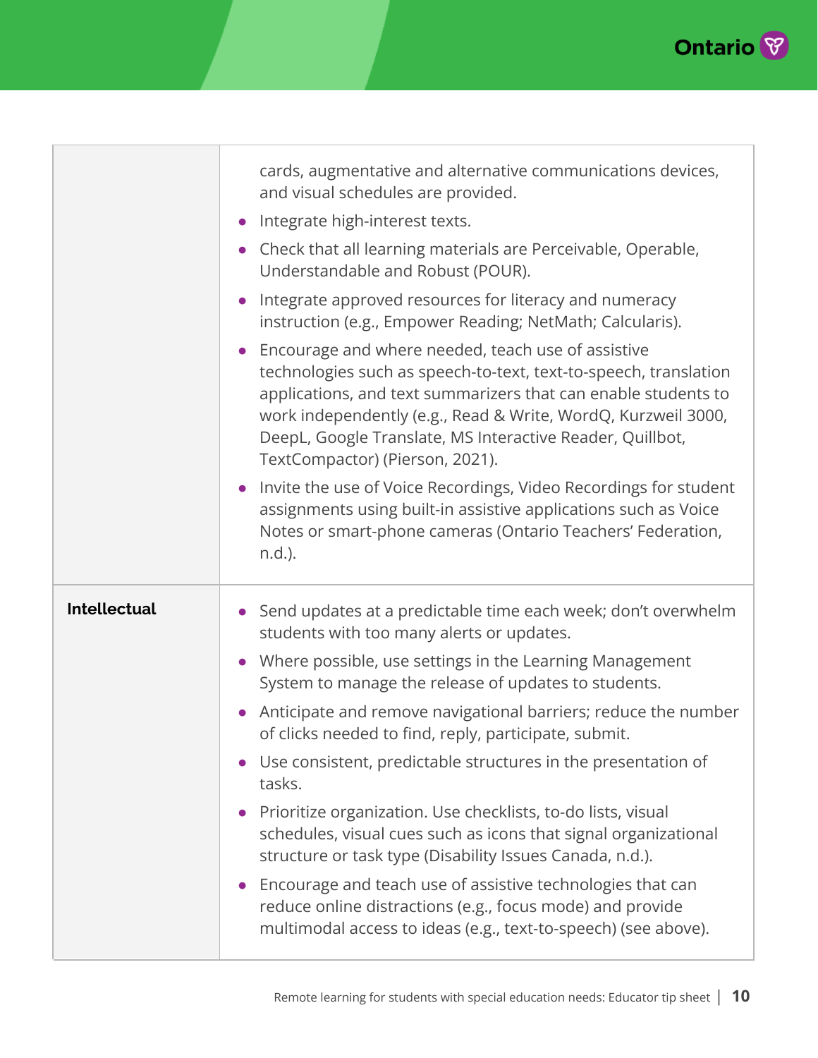| | |
|---|---|
| | cards, augmentative and alternative communications devices, and visual schedules are provided.<br>• Integrate high-interest texts.<br>• Check that all learning materials are Perceivable, Operable, Understandable and Robust (POUR).<br>• Integrate approved resources for literacy and numeracy instruction (e.g., Empower Reading; NetMath; Calcularis).<br>• Encourage and where needed, teach use of assistive technologies such as speech-to-text, text-to-speech, translation applications, and text summarizers that can enable students to work independently (e.g., Read & Write, WordQ, Kurzweil 3000, DeepL, Google Translate, MS Interactive Reader, Quillbot, TextCompactor) (Pierson, 2021).<br>• Invite the use of Voice Recordings, Video Recordings for student assignments using built-in assistive applications such as Voice Notes or smart-phone cameras (Ontario Teachers' Federation, n.d.). |
| **Intellectual** | • Send updates at a predictable time each week; don't overwhelm students with too many alerts or updates.<br>• Where possible, use settings in the Learning Management System to manage the release of updates to students.<br>• Anticipate and remove navigational barriers; reduce the number of clicks needed to find, reply, participate, submit.<br>• Use consistent, predictable structures in the presentation of tasks.<br>• Prioritize organization. Use checklists, to-do lists, visual schedules, visual cues such as icons that signal organizational structure or task type (Disability Issues Canada, n.d.).<br>• Encourage and teach use of assistive technologies that can reduce online distractions (e.g., focus mode) and provide multimodal access to ideas (e.g., text-to-speech) (see above). |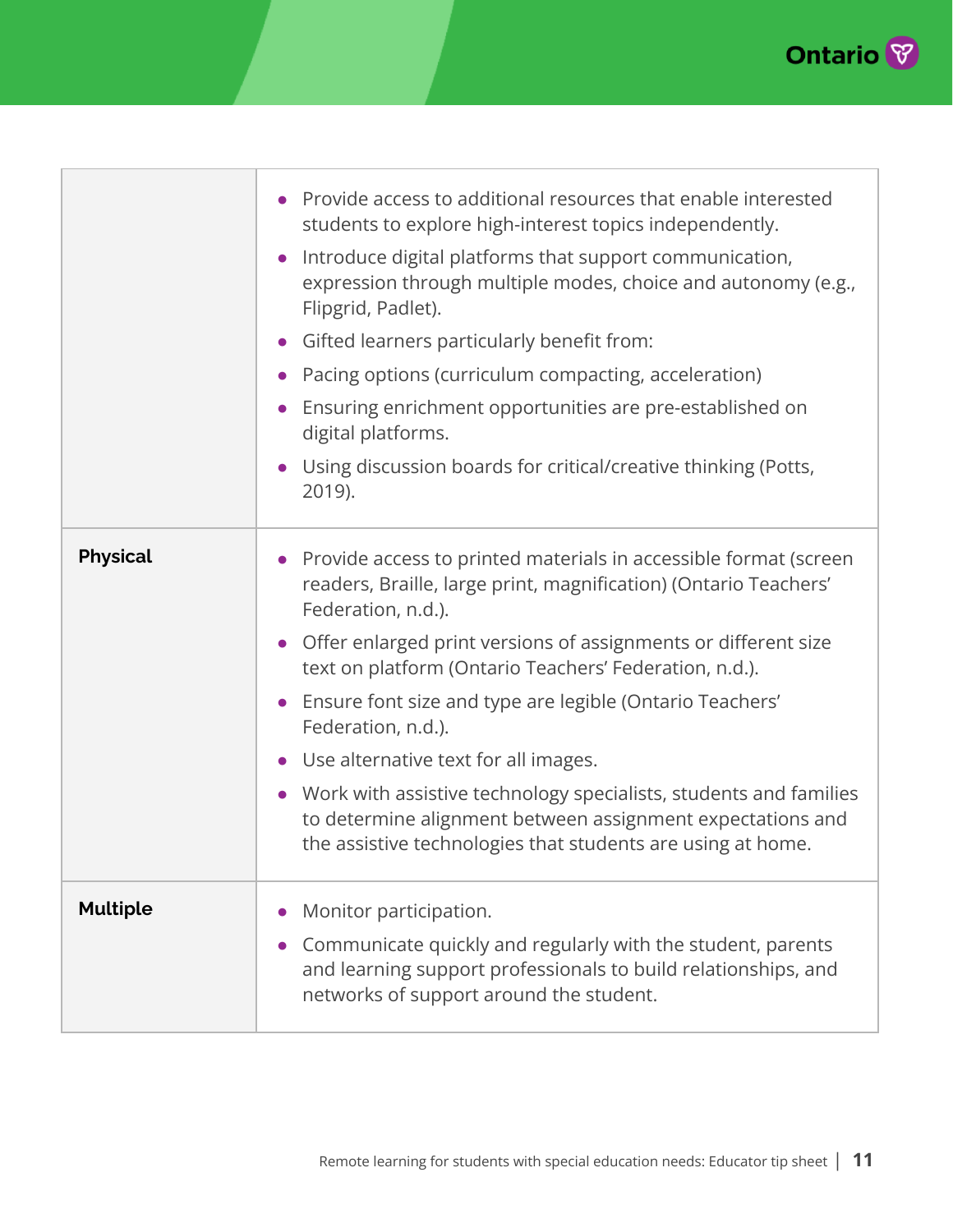| | |
|---|---|
| | • Provide access to additional resources that enable interested students to explore high-interest topics independently.<br>• Introduce digital platforms that support communication, expression through multiple modes, choice and autonomy (e.g., Flipgrid, Padlet).<br>• Gifted learners particularly benefit from:<br>• Pacing options (curriculum compacting, acceleration)<br>• Ensuring enrichment opportunities are pre-established on digital platforms.<br>• Using discussion boards for critical/creative thinking (Potts, 2019). |
| **Physical** | • Provide access to printed materials in accessible format (screen readers, Braille, large print, magnification) (Ontario Teachers' Federation, n.d.).<br>• Offer enlarged print versions of assignments or different size text on platform (Ontario Teachers' Federation, n.d.).<br>• Ensure font size and type are legible (Ontario Teachers' Federation, n.d.).<br>• Use alternative text for all images.<br>• Work with assistive technology specialists, students and families to determine alignment between assignment expectations and the assistive technologies that students are using at home. |
| **Multiple** | • Monitor participation.<br>• Communicate quickly and regularly with the student, parents and learning support professionals to build relationships, and networks of support around the student. |